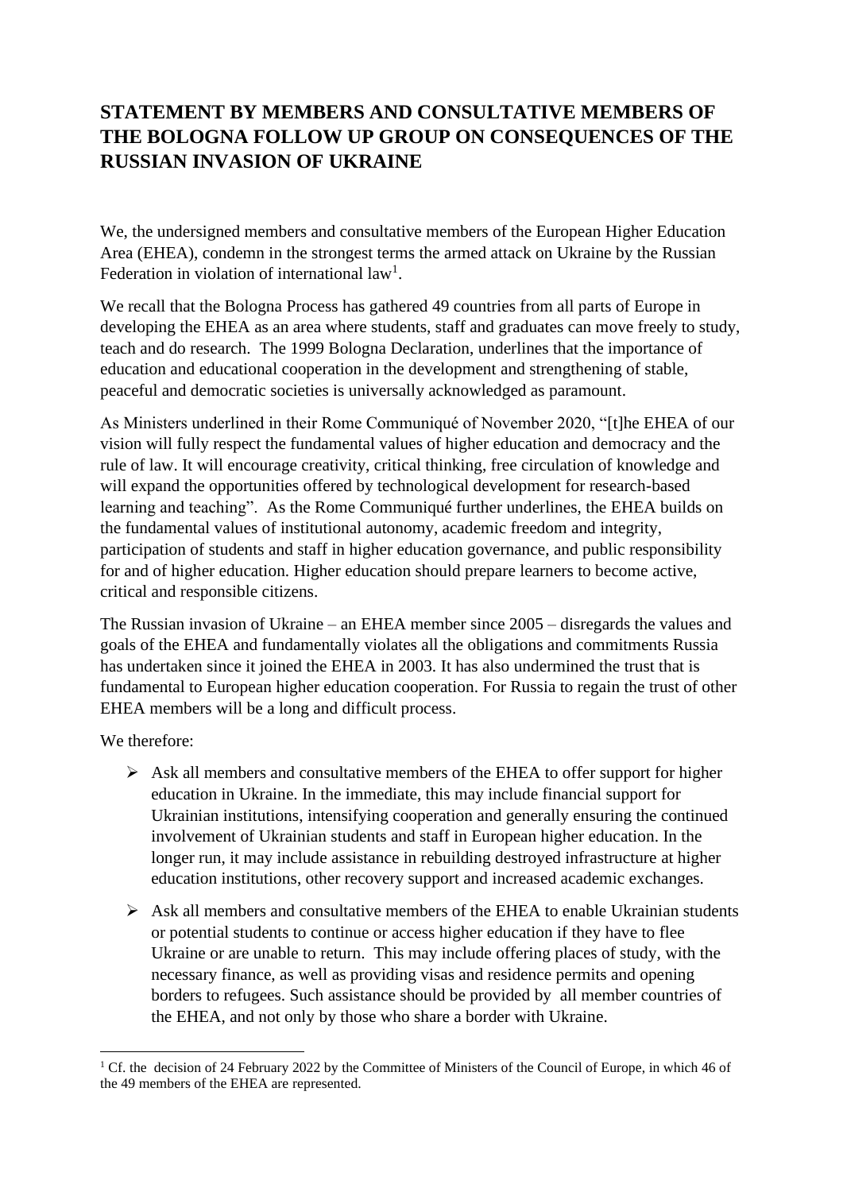# STATEMENT BY MEMBERS AND CONSULTATIVE MEMBERS OF THE BOLOGNA FOLLOW UP GROUP ON CONSEQUENCES OF THE RUSSIAN INVASION OF UKRAINE

We, the undersigned members and consultative members of the European Higher Education Area (EHEA), condemn in the strongest terms the armed attack on Ukraine by the Russian Federation in violation of international law[1].

We recall that the Bologna Process has gathered 49 countries from all parts of Europe in developing the EHEA as an area where students, staff and graduates can move freely to study, teach and do research. The 1999 Bologna Declaration, underlines that the importance of education and educational cooperation in the development and strengthening of stable, peaceful and democratic societies is universally acknowledged as paramount.

As Ministers underlined in their Rome Communiqué of November 2020, "[t]he EHEA of our vision will fully respect the fundamental values of higher education and democracy and the rule of law. It will encourage creativity, critical thinking, free circulation of knowledge and will expand the opportunities offered by technological development for research-based learning and teaching". As the Rome Communiqué further underlines, the EHEA builds on the fundamental values of institutional autonomy, academic freedom and integrity, participation of students and staff in higher education governance, and public responsibility for and of higher education. Higher education should prepare learners to become active, critical and responsible citizens.

The Russian invasion of Ukraine – an EHEA member since 2005 – disregards the values and goals of the EHEA and fundamentally violates all the obligations and commitments Russia has undertaken since it joined the EHEA in 2003. It has also undermined the trust that is fundamental to European higher education cooperation. For Russia to regain the trust of other EHEA members will be a long and difficult process.

We therefore:

- Ask all members and consultative members of the EHEA to offer support for higher education in Ukraine. In the immediate, this may include financial support for Ukrainian institutions, intensifying cooperation and generally ensuring the continued involvement of Ukrainian students and staff in European higher education. In the longer run, it may include assistance in rebuilding destroyed infrastructure at higher education institutions, other recovery support and increased academic exchanges.
- Ask all members and consultative members of the EHEA to enable Ukrainian students or potential students to continue or access higher education if they have to flee Ukraine or are unable to return. This may include offering places of study, with the necessary finance, as well as providing visas and residence permits and opening borders to refugees. Such assistance should be provided by all member countries of the EHEA, and not only by those who share a border with Ukraine.

[1] Cf. the decision of 24 February 2022 by the Committee of Ministers of the Council of Europe, in which 46 of the 49 members of the EHEA are represented.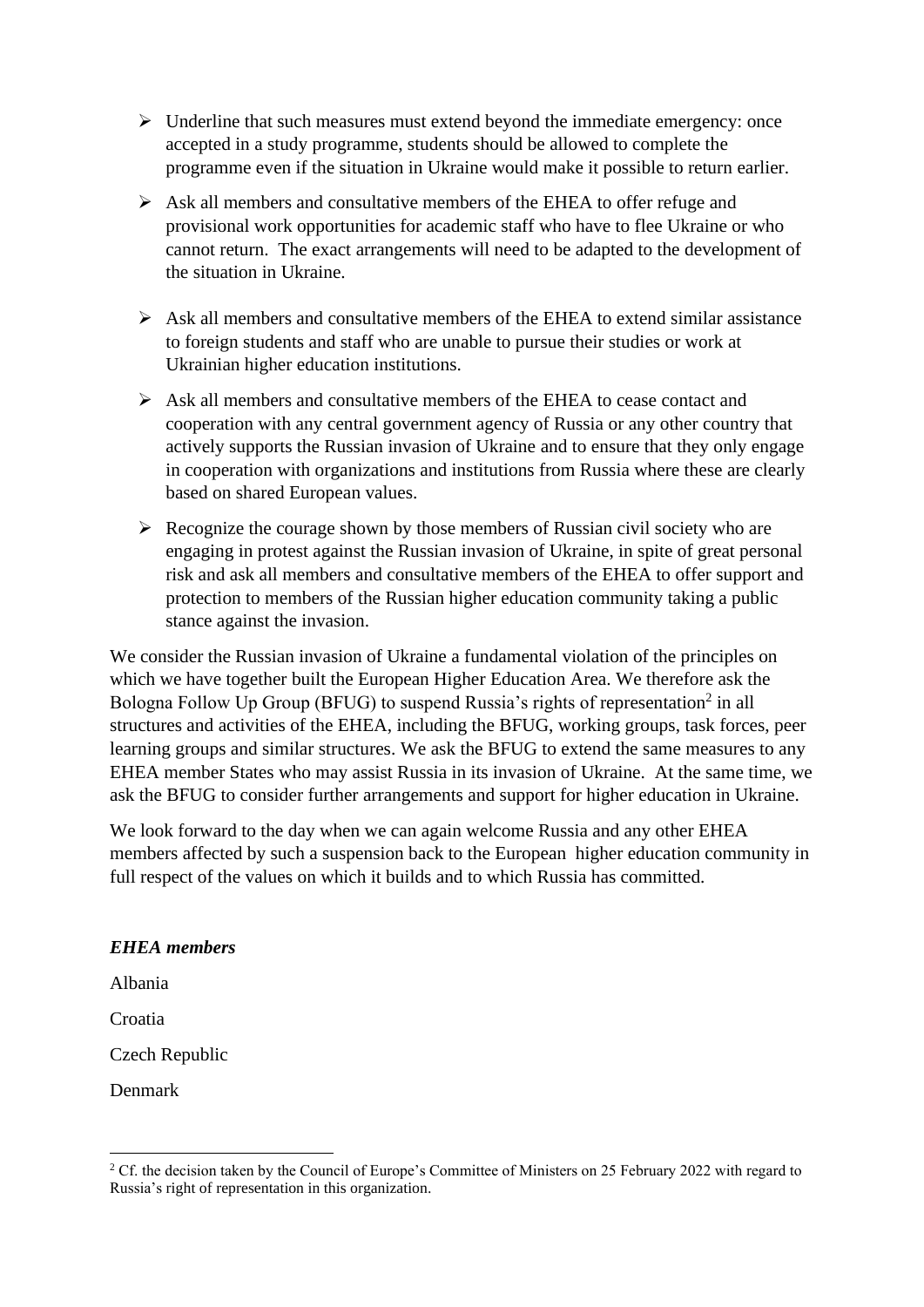- Underline that such measures must extend beyond the immediate emergency: once accepted in a study programme, students should be allowed to complete the programme even if the situation in Ukraine would make it possible to return earlier.

- Ask all members and consultative members of the EHEA to offer refuge and provisional work opportunities for academic staff who have to flee Ukraine or who cannot return. The exact arrangements will need to be adapted to the development of the situation in Ukraine.

- Ask all members and consultative members of the EHEA to extend similar assistance to foreign students and staff who are unable to pursue their studies or work at Ukrainian higher education institutions.

- Ask all members and consultative members of the EHEA to cease contact and cooperation with any central government agency of Russia or any other country that actively supports the Russian invasion of Ukraine and to ensure that they only engage in cooperation with organizations and institutions from Russia where these are clearly based on shared European values.

- Recognize the courage shown by those members of Russian civil society who are engaging in protest against the Russian invasion of Ukraine, in spite of great personal risk and ask all members and consultative members of the EHEA to offer support and protection to members of the Russian higher education community taking a public stance against the invasion.

We consider the Russian invasion of Ukraine a fundamental violation of the principles on which we have together built the European Higher Education Area. We therefore ask the Bologna Follow Up Group (BFUG) to suspend Russia's rights of representation[2] in all structures and activities of the EHEA, including the BFUG, working groups, task forces, peer learning groups and similar structures. We ask the BFUG to extend the same measures to any EHEA member States who may assist Russia in its invasion of Ukraine. At the same time, we ask the BFUG to consider further arrangements and support for higher education in Ukraine.

We look forward to the day when we can again welcome Russia and any other EHEA members affected by such a suspension back to the European higher education community in full respect of the values on which it builds and to which Russia has committed.

***EHEA members***

Albania

Croatia

Czech Republic

Denmark

---

[2] Cf. the decision taken by the Council of Europe's Committee of Ministers on 25 February 2022 with regard to Russia's right of representation in this organization.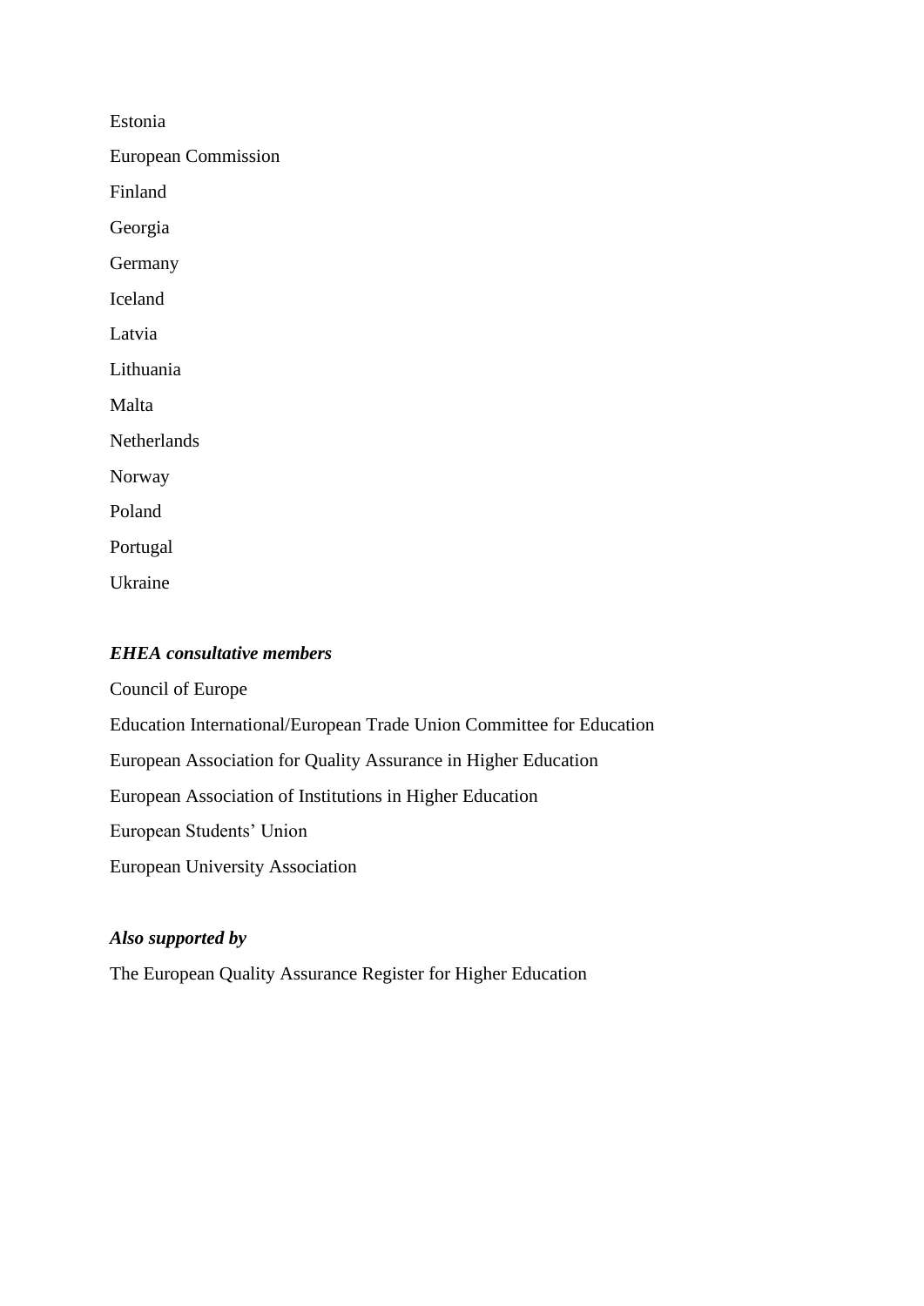Estonia

European Commission

Finland

Georgia

Germany

Iceland

Latvia

Lithuania

Malta

Netherlands

Norway

Poland

Portugal

Ukraine

***EHEA consultative members***

Council of Europe

Education International/European Trade Union Committee for Education

European Association for Quality Assurance in Higher Education

European Association of Institutions in Higher Education

European Students' Union

European University Association

***Also supported by***

The European Quality Assurance Register for Higher Education